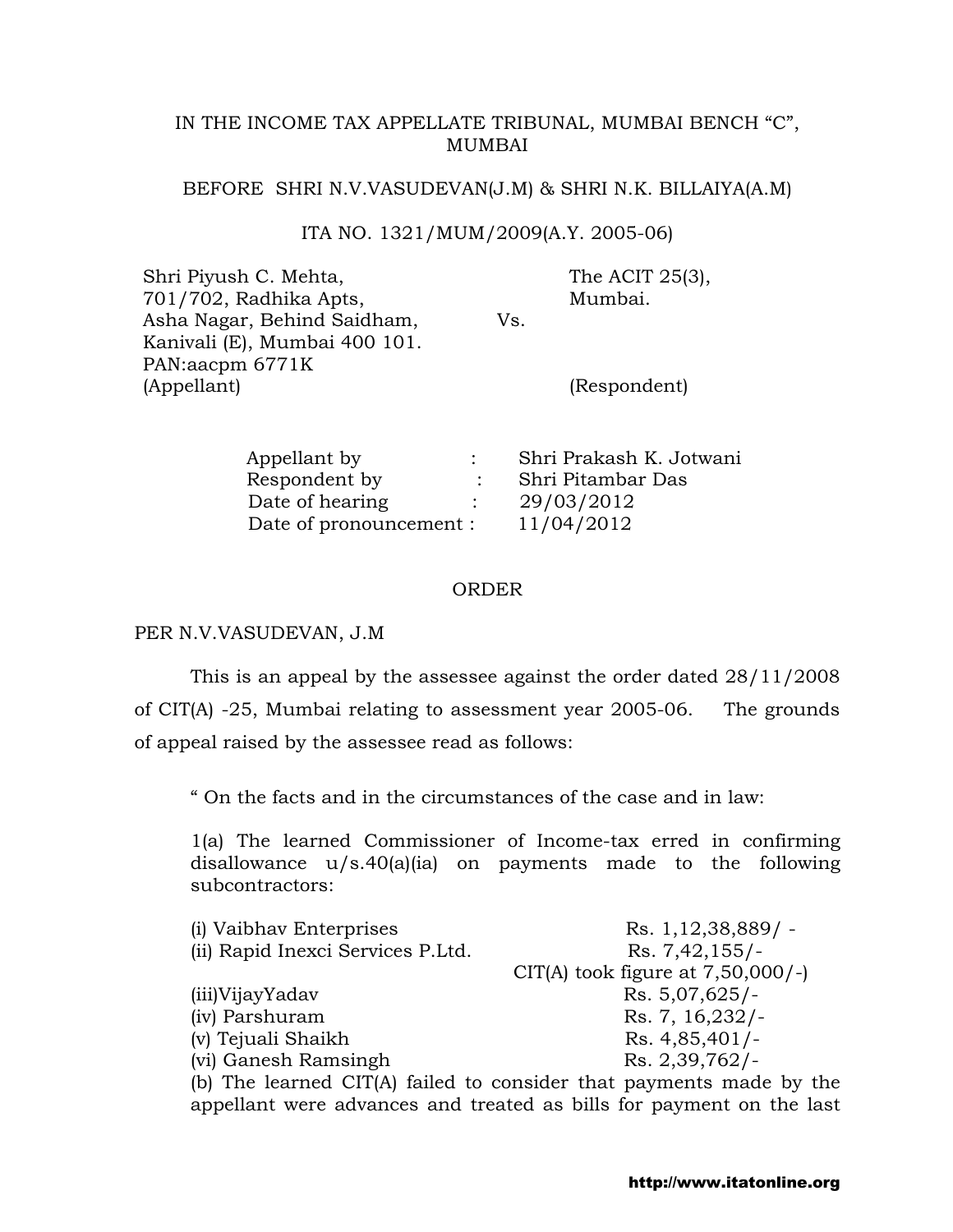IN THE INCOME TAX APPELLATE TRIBUNAL, MUMBAI BENCH "C", MUMBAI

BEFORE SHRI N.V.VASUDEVAN(J.M) & SHRI N.K. BILLAIYA(A.M)

ITA NO. 1321/MUM/2009(A.Y. 2005-06)

| | | |
|---|---|---|
| Shri Piyush C. Mehta,<br>701/702, Radhika Apts,<br>Asha Nagar, Behind Saidham,<br>Kanivali (E), Mumbai 400 101.<br>PAN:aacpm 6771K<br>(Appellant) | Vs. | The ACIT 25(3),<br>Mumbai.<br><br><br><br>(Respondent) |

| | | |
|---|---|---|
| Appellant by | : | Shri Prakash K. Jotwani |
| Respondent by | : | Shri Pitambar Das |
| Date of hearing | : | 29/03/2012 |
| Date of pronouncement | : | 11/04/2012 |

## ORDER

PER N.V.VASUDEVAN, J.M

This is an appeal by the assessee against the order dated 28/11/2008 of CIT(A) -25, Mumbai relating to assessment year 2005-06. The grounds of appeal raised by the assessee read as follows:

> " On the facts and in the circumstances of the case and in law:
>
> 1(a) The learned Commissioner of Income-tax erred in confirming disallowance u/s.40(a)(ia) on payments made to the following subcontractors:
>
> (i) Vaibhav Enterprises Rs. 1,12,38,889/ -
> (ii) Rapid Inexci Services P.Ltd. Rs. 7,42,155/-
> CIT(A) took figure at 7,50,000/-)
> (iii)VijayYadav Rs. 5,07,625/-
> (iv) Parshuram Rs. 7, 16,232/-
> (v) Tejuali Shaikh Rs. 4,85,401/-
> (vi) Ganesh Ramsingh Rs. 2,39,762/-
>
> (b) The learned CIT(A) failed to consider that payments made by the appellant were advances and treated as bills for payment on the last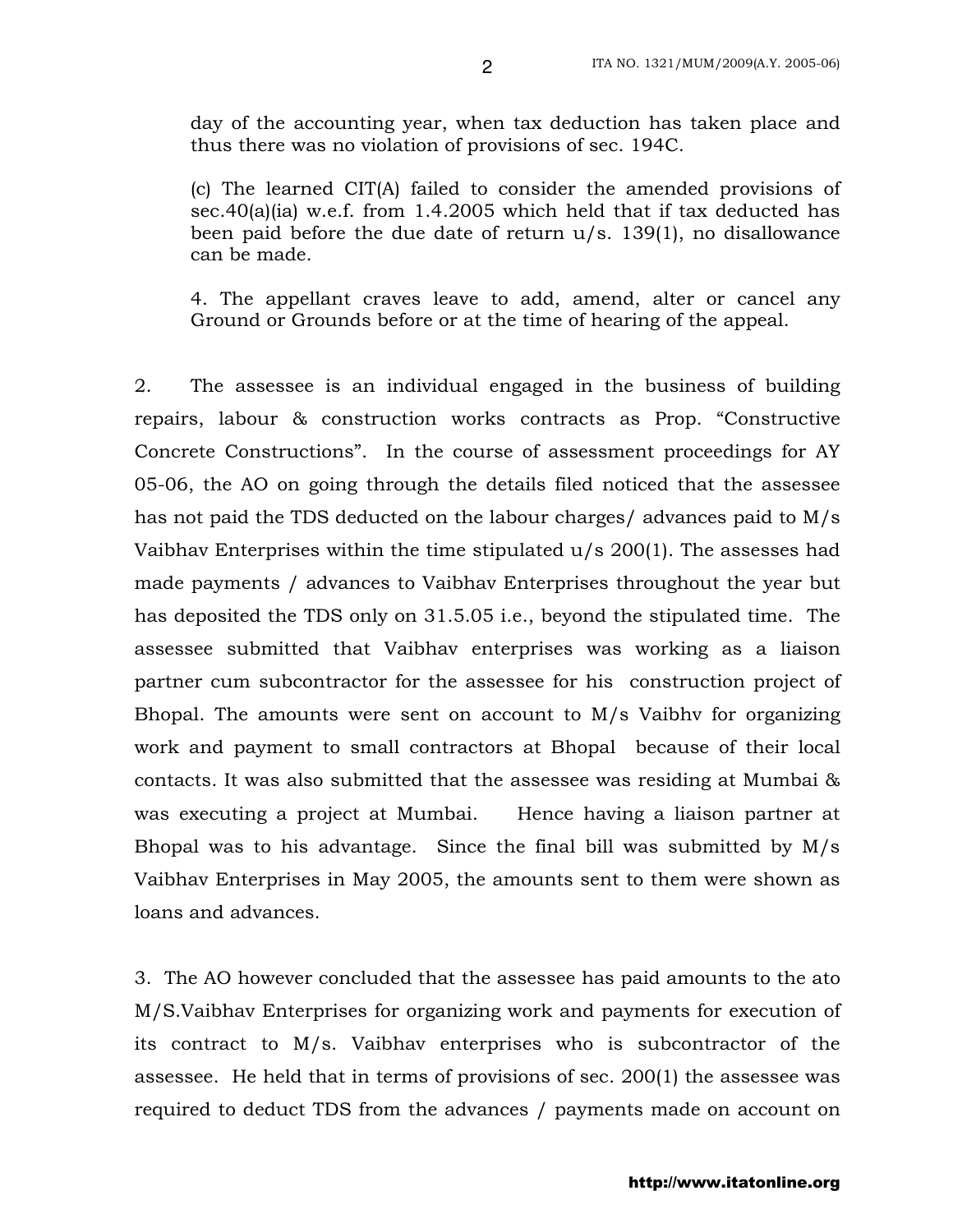day of the accounting year, when tax deduction has taken place and thus there was no violation of provisions of sec. 194C.

(c) The learned CIT(A) failed to consider the amended provisions of sec.40(a)(ia) w.e.f. from 1.4.2005 which held that if tax deducted has been paid before the due date of return u/s. 139(1), no disallowance can be made.

4. The appellant craves leave to add, amend, alter or cancel any Ground or Grounds before or at the time of hearing of the appeal.

2. The assessee is an individual engaged in the business of building repairs, labour & construction works contracts as Prop. "Constructive Concrete Constructions". In the course of assessment proceedings for AY 05-06, the AO on going through the details filed noticed that the assessee has not paid the TDS deducted on the labour charges/ advances paid to M/s Vaibhav Enterprises within the time stipulated u/s 200(1). The assesses had made payments / advances to Vaibhav Enterprises throughout the year but has deposited the TDS only on 31.5.05 i.e., beyond the stipulated time. The assessee submitted that Vaibhav enterprises was working as a liaison partner cum subcontractor for the assessee for his construction project of Bhopal. The amounts were sent on account to M/s Vaibhv for organizing work and payment to small contractors at Bhopal because of their local contacts. It was also submitted that the assessee was residing at Mumbai & was executing a project at Mumbai. Hence having a liaison partner at Bhopal was to his advantage. Since the final bill was submitted by M/s Vaibhav Enterprises in May 2005, the amounts sent to them were shown as loans and advances.

3. The AO however concluded that the assessee has paid amounts to the ato M/S.Vaibhav Enterprises for organizing work and payments for execution of its contract to M/s. Vaibhav enterprises who is subcontractor of the assessee. He held that in terms of provisions of sec. 200(1) the assessee was required to deduct TDS from the advances / payments made on account on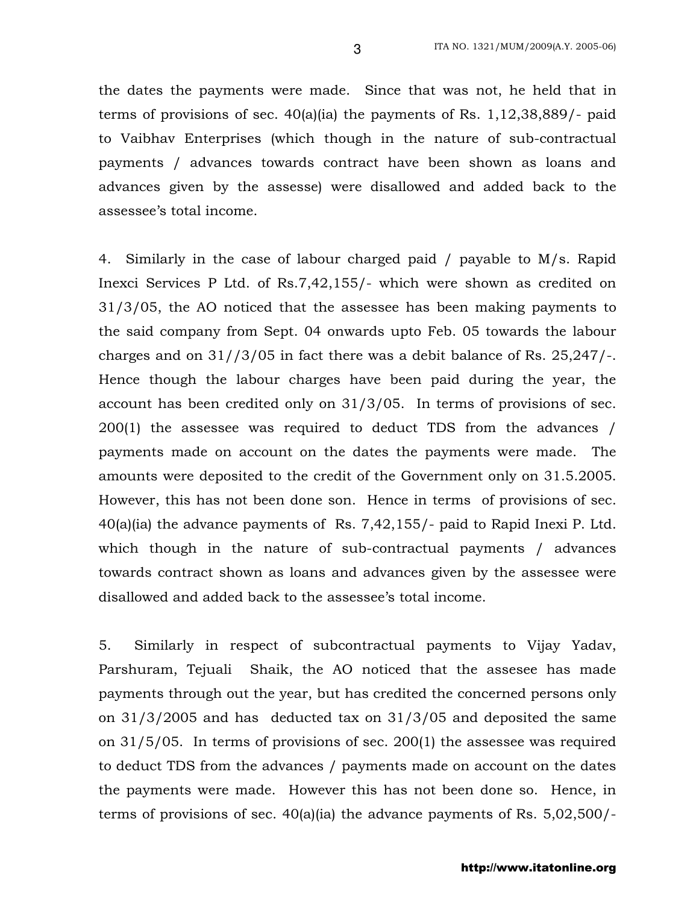the dates the payments were made. Since that was not, he held that in terms of provisions of sec. 40(a)(ia) the payments of Rs. 1,12,38,889/- paid to Vaibhav Enterprises (which though in the nature of sub-contractual payments / advances towards contract have been shown as loans and advances given by the assesse) were disallowed and added back to the assessee's total income.

4. Similarly in the case of labour charged paid / payable to M/s. Rapid Inexci Services P Ltd. of Rs.7,42,155/- which were shown as credited on 31/3/05, the AO noticed that the assessee has been making payments to the said company from Sept. 04 onwards upto Feb. 05 towards the labour charges and on 31//3/05 in fact there was a debit balance of Rs. 25,247/-. Hence though the labour charges have been paid during the year, the account has been credited only on 31/3/05. In terms of provisions of sec. 200(1) the assessee was required to deduct TDS from the advances / payments made on account on the dates the payments were made. The amounts were deposited to the credit of the Government only on 31.5.2005. However, this has not been done son. Hence in terms of provisions of sec. 40(a)(ia) the advance payments of Rs. 7,42,155/- paid to Rapid Inexi P. Ltd. which though in the nature of sub-contractual payments / advances towards contract shown as loans and advances given by the assessee were disallowed and added back to the assessee's total income.

5. Similarly in respect of subcontractual payments to Vijay Yadav, Parshuram, Tejuali Shaik, the AO noticed that the assesee has made payments through out the year, but has credited the concerned persons only on 31/3/2005 and has deducted tax on 31/3/05 and deposited the same on 31/5/05. In terms of provisions of sec. 200(1) the assessee was required to deduct TDS from the advances / payments made on account on the dates the payments were made. However this has not been done so. Hence, in terms of provisions of sec. 40(a)(ia) the advance payments of Rs. 5,02,500/-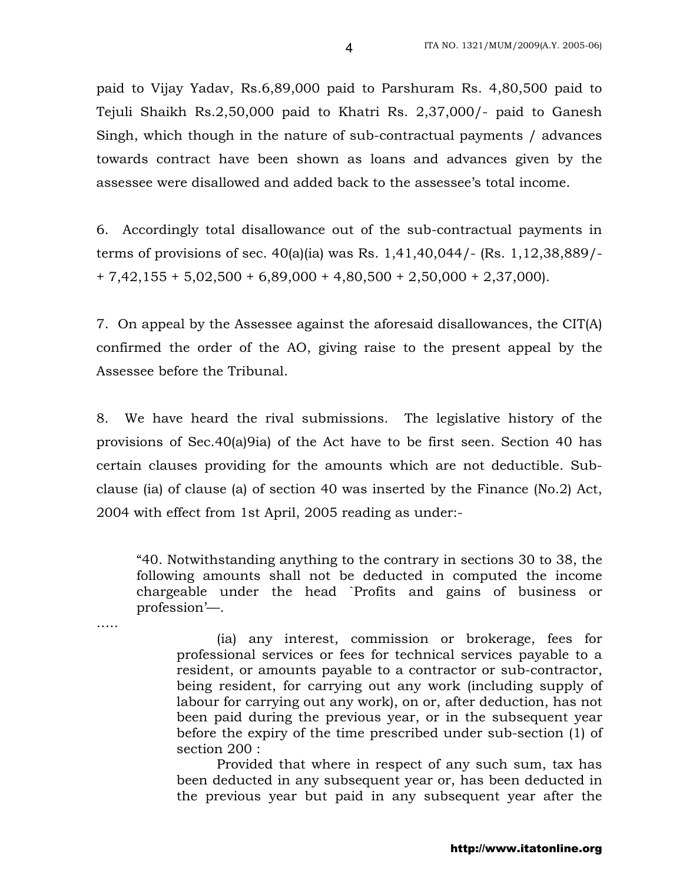paid to Vijay Yadav, Rs.6,89,000 paid to Parshuram Rs. 4,80,500 paid to Tejuli Shaikh Rs.2,50,000 paid to Khatri Rs. 2,37,000/- paid to Ganesh Singh, which though in the nature of sub-contractual payments / advances towards contract have been shown as loans and advances given by the assessee were disallowed and added back to the assessee's total income.

6. Accordingly total disallowance out of the sub-contractual payments in terms of provisions of sec. 40(a)(ia) was Rs. 1,41,40,044/- (Rs. 1,12,38,889/- + 7,42,155 + 5,02,500 + 6,89,000 + 4,80,500 + 2,50,000 + 2,37,000).

7. On appeal by the Assessee against the aforesaid disallowances, the CIT(A) confirmed the order of the AO, giving raise to the present appeal by the Assessee before the Tribunal.

8. We have heard the rival submissions. The legislative history of the provisions of Sec.40(a)9ia) of the Act have to be first seen. Section 40 has certain clauses providing for the amounts which are not deductible. Sub-clause (ia) of clause (a) of section 40 was inserted by the Finance (No.2) Act, 2004 with effect from 1st April, 2005 reading as under:-

> "40. Notwithstanding anything to the contrary in sections 30 to 38, the following amounts shall not be deducted in computed the income chargeable under the head `Profits and gains of business or profession'—.

.....

> (ia) any interest, commission or brokerage, fees for professional services or fees for technical services payable to a resident, or amounts payable to a contractor or sub-contractor, being resident, for carrying out any work (including supply of labour for carrying out any work), on or, after deduction, has not been paid during the previous year, or in the subsequent year before the expiry of the time prescribed under sub-section (1) of section 200 :
>
> Provided that where in respect of any such sum, tax has been deducted in any subsequent year or, has been deducted in the previous year but paid in any subsequent year after the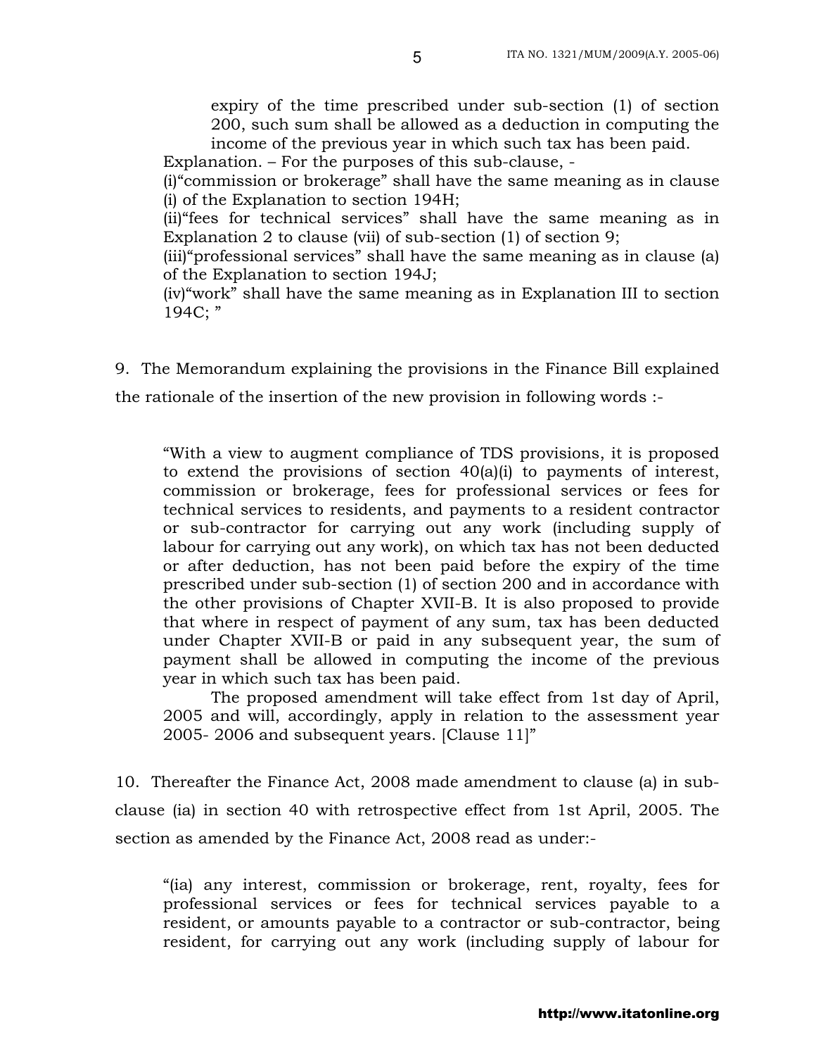expiry of the time prescribed under sub-section (1) of section 200, such sum shall be allowed as a deduction in computing the income of the previous year in which such tax has been paid.

Explanation. – For the purposes of this sub-clause, -

(i)"commission or brokerage" shall have the same meaning as in clause (i) of the Explanation to section 194H;

(ii)"fees for technical services" shall have the same meaning as in Explanation 2 to clause (vii) of sub-section (1) of section 9;

(iii)"professional services" shall have the same meaning as in clause (a) of the Explanation to section 194J;

(iv)"work" shall have the same meaning as in Explanation III to section 194C; "

9. The Memorandum explaining the provisions in the Finance Bill explained the rationale of the insertion of the new provision in following words :-

> "With a view to augment compliance of TDS provisions, it is proposed to extend the provisions of section 40(a)(i) to payments of interest, commission or brokerage, fees for professional services or fees for technical services to residents, and payments to a resident contractor or sub-contractor for carrying out any work (including supply of labour for carrying out any work), on which tax has not been deducted or after deduction, has not been paid before the expiry of the time prescribed under sub-section (1) of section 200 and in accordance with the other provisions of Chapter XVII-B. It is also proposed to provide that where in respect of payment of any sum, tax has been deducted under Chapter XVII-B or paid in any subsequent year, the sum of payment shall be allowed in computing the income of the previous year in which such tax has been paid.
>
> The proposed amendment will take effect from 1st day of April, 2005 and will, accordingly, apply in relation to the assessment year 2005- 2006 and subsequent years. [Clause 11]"

10. Thereafter the Finance Act, 2008 made amendment to clause (a) in sub-clause (ia) in section 40 with retrospective effect from 1st April, 2005. The section as amended by the Finance Act, 2008 read as under:-

> "(ia) any interest, commission or brokerage, rent, royalty, fees for professional services or fees for technical services payable to a resident, or amounts payable to a contractor or sub-contractor, being resident, for carrying out any work (including supply of labour for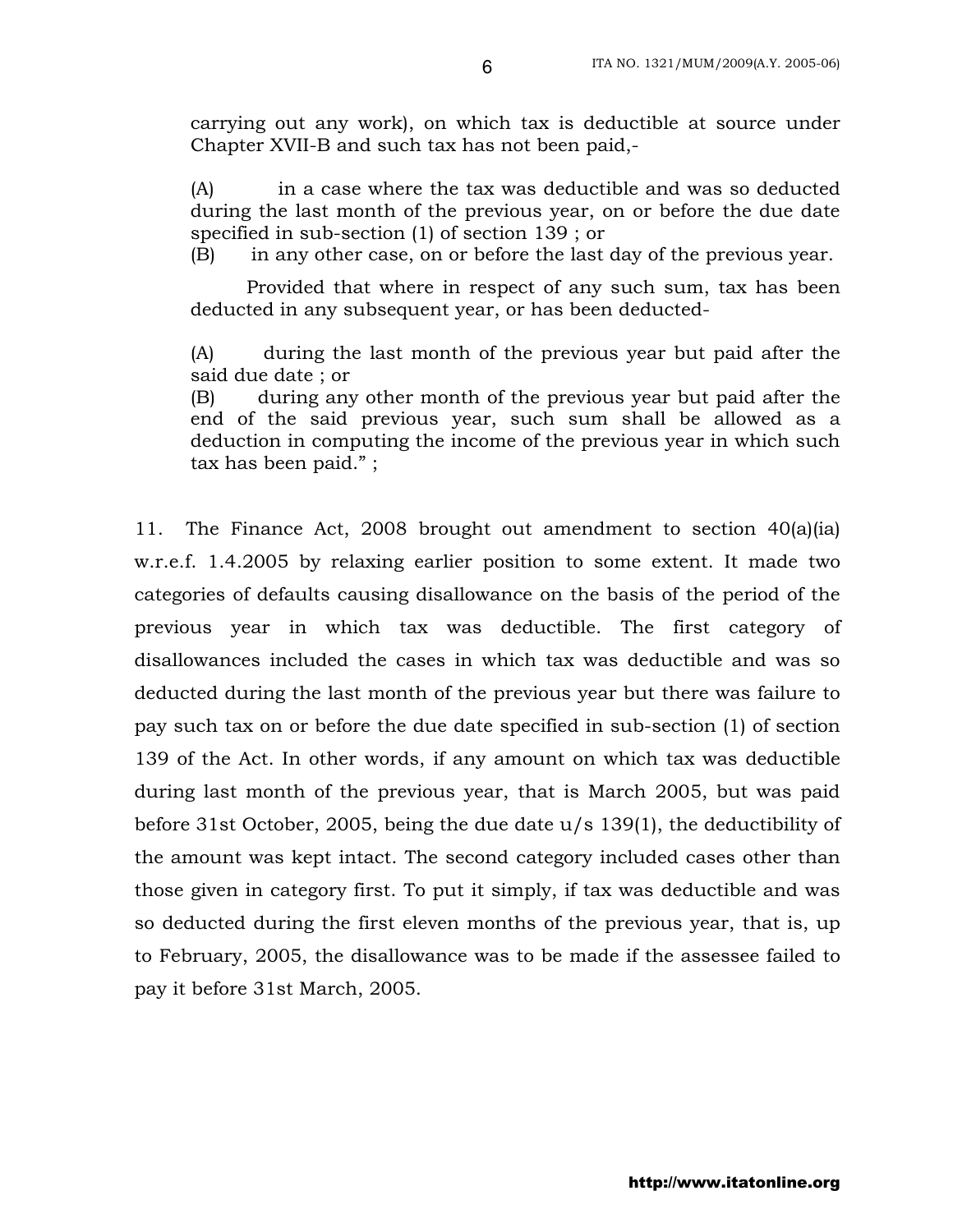carrying out any work), on which tax is deductible at source under Chapter XVII-B and such tax has not been paid,-

(A) in a case where the tax was deductible and was so deducted during the last month of the previous year, on or before the due date specified in sub-section (1) of section 139 ; or

(B) in any other case, on or before the last day of the previous year.

Provided that where in respect of any such sum, tax has been deducted in any subsequent year, or has been deducted-

(A) during the last month of the previous year but paid after the said due date ; or

(B) during any other month of the previous year but paid after the end of the said previous year, such sum shall be allowed as a deduction in computing the income of the previous year in which such tax has been paid." ;

11. The Finance Act, 2008 brought out amendment to section 40(a)(ia) w.r.e.f. 1.4.2005 by relaxing earlier position to some extent. It made two categories of defaults causing disallowance on the basis of the period of the previous year in which tax was deductible. The first category of disallowances included the cases in which tax was deductible and was so deducted during the last month of the previous year but there was failure to pay such tax on or before the due date specified in sub-section (1) of section 139 of the Act. In other words, if any amount on which tax was deductible during last month of the previous year, that is March 2005, but was paid before 31st October, 2005, being the due date u/s 139(1), the deductibility of the amount was kept intact. The second category included cases other than those given in category first. To put it simply, if tax was deductible and was so deducted during the first eleven months of the previous year, that is, up to February, 2005, the disallowance was to be made if the assessee failed to pay it before 31st March, 2005.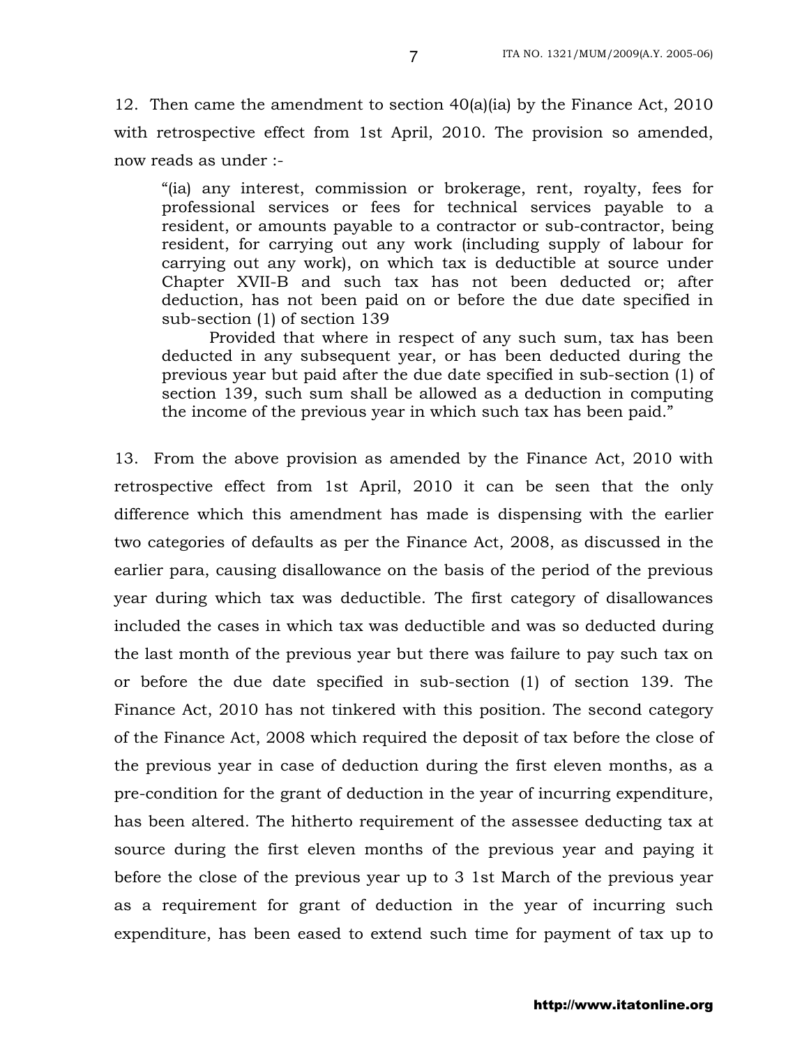12. Then came the amendment to section 40(a)(ia) by the Finance Act, 2010 with retrospective effect from 1st April, 2010. The provision so amended, now reads as under :-

> "(ia) any interest, commission or brokerage, rent, royalty, fees for professional services or fees for technical services payable to a resident, or amounts payable to a contractor or sub-contractor, being resident, for carrying out any work (including supply of labour for carrying out any work), on which tax is deductible at source under Chapter XVII-B and such tax has not been deducted or; after deduction, has not been paid on or before the due date specified in sub-section (1) of section 139
>
> Provided that where in respect of any such sum, tax has been deducted in any subsequent year, or has been deducted during the previous year but paid after the due date specified in sub-section (1) of section 139, such sum shall be allowed as a deduction in computing the income of the previous year in which such tax has been paid."

13. From the above provision as amended by the Finance Act, 2010 with retrospective effect from 1st April, 2010 it can be seen that the only difference which this amendment has made is dispensing with the earlier two categories of defaults as per the Finance Act, 2008, as discussed in the earlier para, causing disallowance on the basis of the period of the previous year during which tax was deductible. The first category of disallowances included the cases in which tax was deductible and was so deducted during the last month of the previous year but there was failure to pay such tax on or before the due date specified in sub-section (1) of section 139. The Finance Act, 2010 has not tinkered with this position. The second category of the Finance Act, 2008 which required the deposit of tax before the close of the previous year in case of deduction during the first eleven months, as a pre-condition for the grant of deduction in the year of incurring expenditure, has been altered. The hitherto requirement of the assessee deducting tax at source during the first eleven months of the previous year and paying it before the close of the previous year up to 3 1st March of the previous year as a requirement for grant of deduction in the year of incurring such expenditure, has been eased to extend such time for payment of tax up to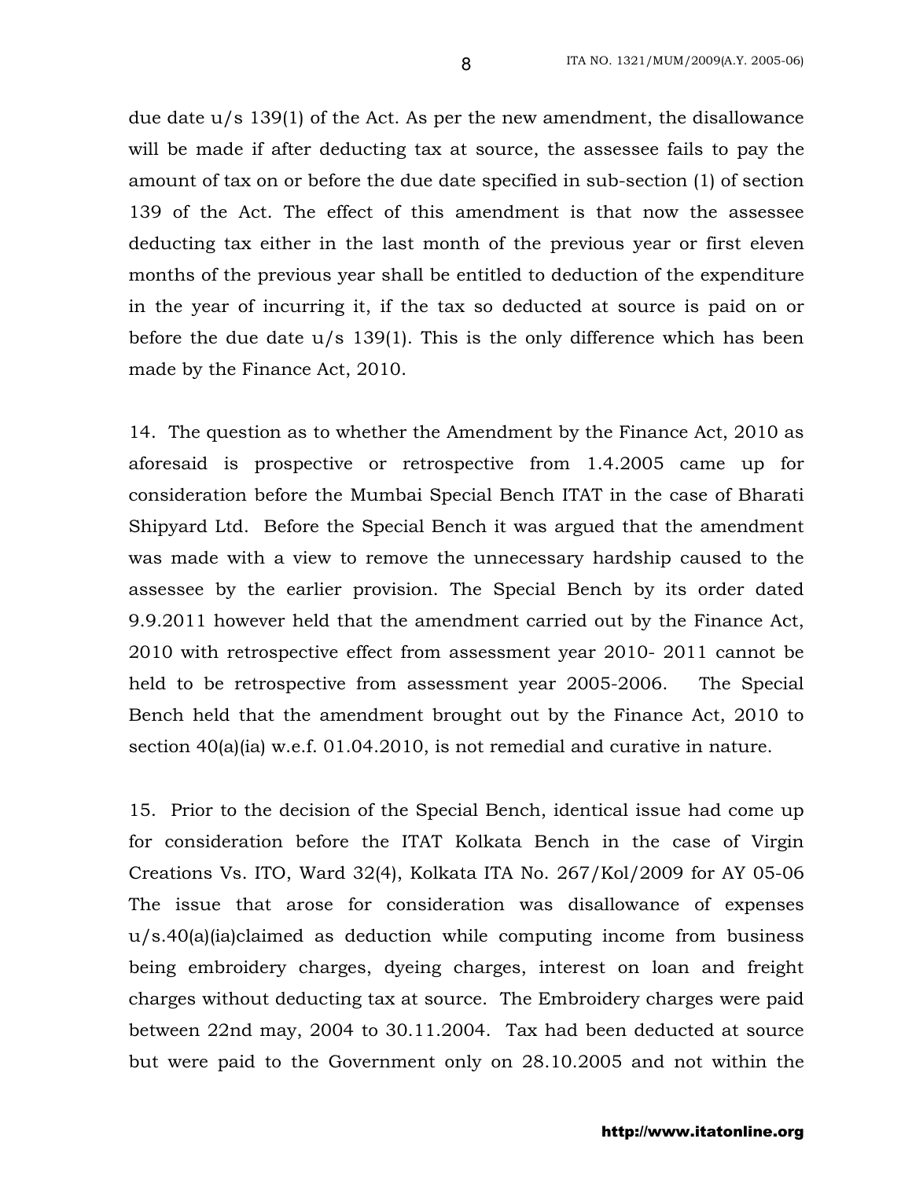due date u/s 139(1) of the Act. As per the new amendment, the disallowance will be made if after deducting tax at source, the assessee fails to pay the amount of tax on or before the due date specified in sub-section (1) of section 139 of the Act. The effect of this amendment is that now the assessee deducting tax either in the last month of the previous year or first eleven months of the previous year shall be entitled to deduction of the expenditure in the year of incurring it, if the tax so deducted at source is paid on or before the due date u/s 139(1). This is the only difference which has been made by the Finance Act, 2010.

14. The question as to whether the Amendment by the Finance Act, 2010 as aforesaid is prospective or retrospective from 1.4.2005 came up for consideration before the Mumbai Special Bench ITAT in the case of Bharati Shipyard Ltd. Before the Special Bench it was argued that the amendment was made with a view to remove the unnecessary hardship caused to the assessee by the earlier provision. The Special Bench by its order dated 9.9.2011 however held that the amendment carried out by the Finance Act, 2010 with retrospective effect from assessment year 2010- 2011 cannot be held to be retrospective from assessment year 2005-2006. The Special Bench held that the amendment brought out by the Finance Act, 2010 to section 40(a)(ia) w.e.f. 01.04.2010, is not remedial and curative in nature.

15. Prior to the decision of the Special Bench, identical issue had come up for consideration before the ITAT Kolkata Bench in the case of Virgin Creations Vs. ITO, Ward 32(4), Kolkata ITA No. 267/Kol/2009 for AY 05-06 The issue that arose for consideration was disallowance of expenses u/s.40(a)(ia)claimed as deduction while computing income from business being embroidery charges, dyeing charges, interest on loan and freight charges without deducting tax at source. The Embroidery charges were paid between 22nd may, 2004 to 30.11.2004. Tax had been deducted at source but were paid to the Government only on 28.10.2005 and not within the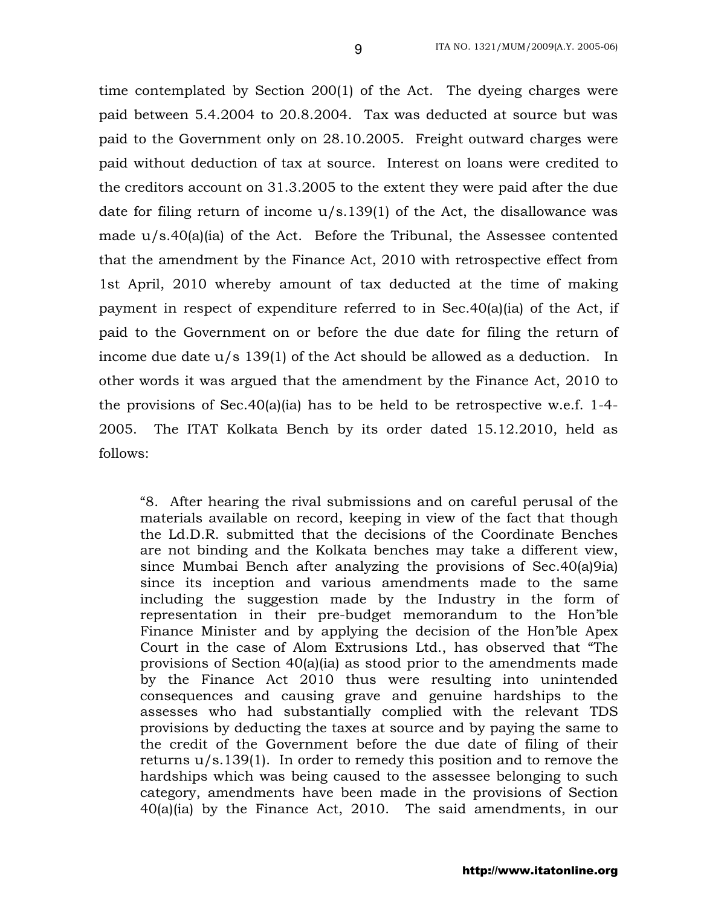time contemplated by Section 200(1) of the Act. The dyeing charges were paid between 5.4.2004 to 20.8.2004. Tax was deducted at source but was paid to the Government only on 28.10.2005. Freight outward charges were paid without deduction of tax at source. Interest on loans were credited to the creditors account on 31.3.2005 to the extent they were paid after the due date for filing return of income u/s.139(1) of the Act, the disallowance was made u/s.40(a)(ia) of the Act. Before the Tribunal, the Assessee contented that the amendment by the Finance Act, 2010 with retrospective effect from 1st April, 2010 whereby amount of tax deducted at the time of making payment in respect of expenditure referred to in Sec.40(a)(ia) of the Act, if paid to the Government on or before the due date for filing the return of income due date u/s 139(1) of the Act should be allowed as a deduction. In other words it was argued that the amendment by the Finance Act, 2010 to the provisions of Sec.40(a)(ia) has to be held to be retrospective w.e.f. 1-4-2005. The ITAT Kolkata Bench by its order dated 15.12.2010, held as follows:

> "8. After hearing the rival submissions and on careful perusal of the materials available on record, keeping in view of the fact that though the Ld.D.R. submitted that the decisions of the Coordinate Benches are not binding and the Kolkata benches may take a different view, since Mumbai Bench after analyzing the provisions of Sec.40(a)9ia) since its inception and various amendments made to the same including the suggestion made by the Industry in the form of representation in their pre-budget memorandum to the Hon'ble Finance Minister and by applying the decision of the Hon'ble Apex Court in the case of Alom Extrusions Ltd., has observed that "The provisions of Section 40(a)(ia) as stood prior to the amendments made by the Finance Act 2010 thus were resulting into unintended consequences and causing grave and genuine hardships to the assesses who had substantially complied with the relevant TDS provisions by deducting the taxes at source and by paying the same to the credit of the Government before the due date of filing of their returns u/s.139(1). In order to remedy this position and to remove the hardships which was being caused to the assessee belonging to such category, amendments have been made in the provisions of Section 40(a)(ia) by the Finance Act, 2010. The said amendments, in our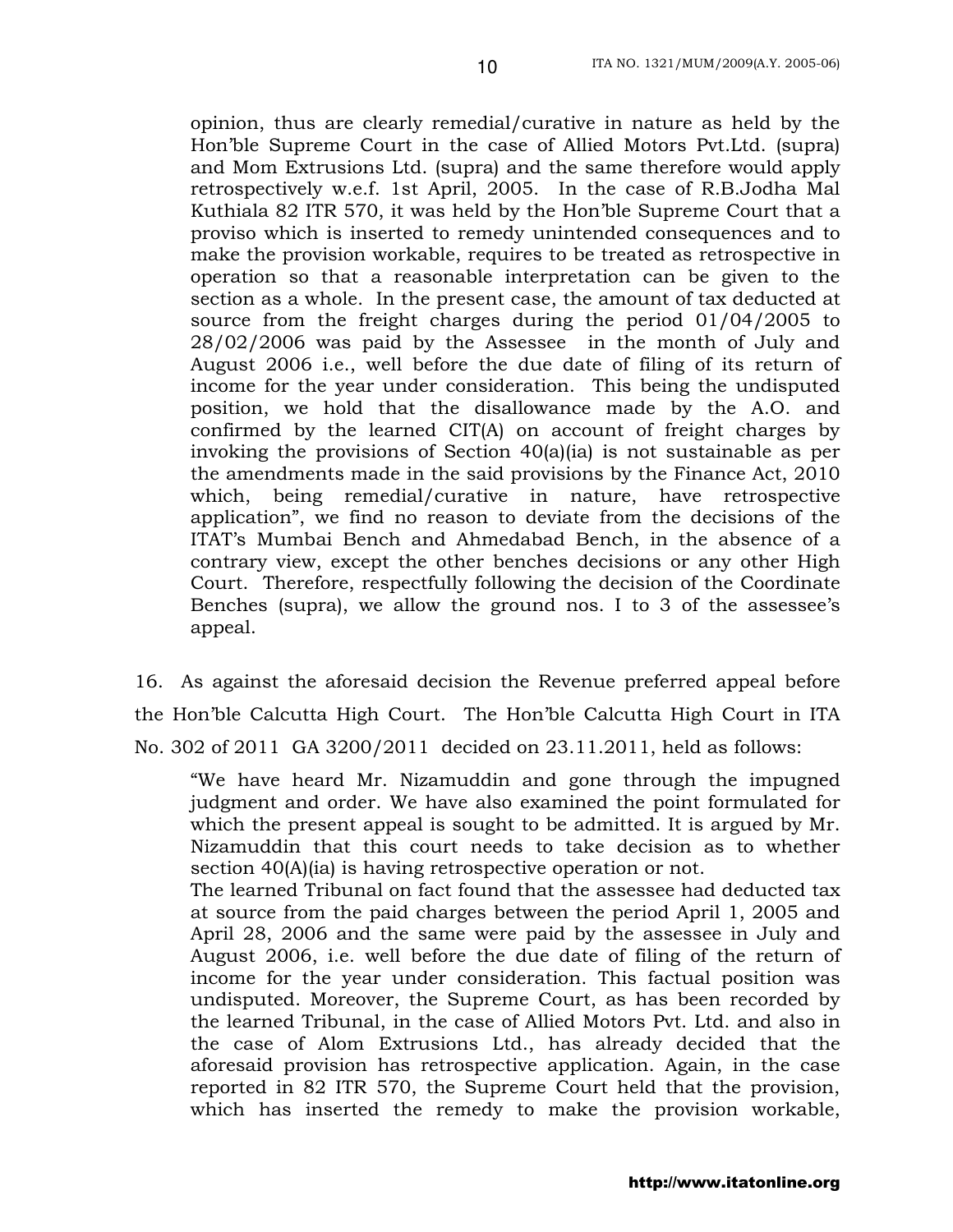> opinion, thus are clearly remedial/curative in nature as held by the Hon'ble Supreme Court in the case of Allied Motors Pvt.Ltd. (supra) and Mom Extrusions Ltd. (supra) and the same therefore would apply retrospectively w.e.f. 1st April, 2005. In the case of R.B.Jodha Mal Kuthiala 82 ITR 570, it was held by the Hon'ble Supreme Court that a proviso which is inserted to remedy unintended consequences and to make the provision workable, requires to be treated as retrospective in operation so that a reasonable interpretation can be given to the section as a whole. In the present case, the amount of tax deducted at source from the freight charges during the period 01/04/2005 to 28/02/2006 was paid by the Assessee in the month of July and August 2006 i.e., well before the due date of filing of its return of income for the year under consideration. This being the undisputed position, we hold that the disallowance made by the A.O. and confirmed by the learned CIT(A) on account of freight charges by invoking the provisions of Section 40(a)(ia) is not sustainable as per the amendments made in the said provisions by the Finance Act, 2010 which, being remedial/curative in nature, have retrospective application", we find no reason to deviate from the decisions of the ITAT's Mumbai Bench and Ahmedabad Bench, in the absence of a contrary view, except the other benches decisions or any other High Court. Therefore, respectfully following the decision of the Coordinate Benches (supra), we allow the ground nos. I to 3 of the assessee's appeal.

16. As against the aforesaid decision the Revenue preferred appeal before the Hon'ble Calcutta High Court. The Hon'ble Calcutta High Court in ITA No. 302 of 2011 GA 3200/2011 decided on 23.11.2011, held as follows:

> "We have heard Mr. Nizamuddin and gone through the impugned judgment and order. We have also examined the point formulated for which the present appeal is sought to be admitted. It is argued by Mr. Nizamuddin that this court needs to take decision as to whether section 40(A)(ia) is having retrospective operation or not.
>
> The learned Tribunal on fact found that the assessee had deducted tax at source from the paid charges between the period April 1, 2005 and April 28, 2006 and the same were paid by the assessee in July and August 2006, i.e. well before the due date of filing of the return of income for the year under consideration. This factual position was undisputed. Moreover, the Supreme Court, as has been recorded by the learned Tribunal, in the case of Allied Motors Pvt. Ltd. and also in the case of Alom Extrusions Ltd., has already decided that the aforesaid provision has retrospective application. Again, in the case reported in 82 ITR 570, the Supreme Court held that the provision, which has inserted the remedy to make the provision workable,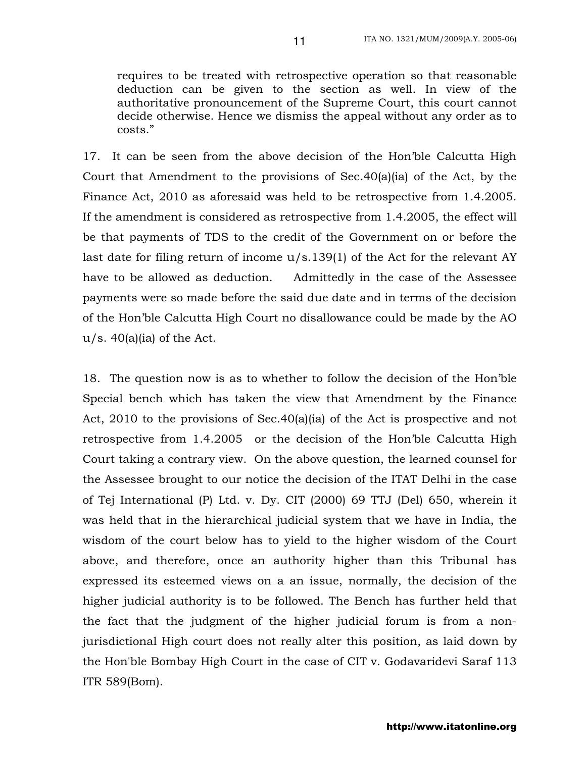> requires to be treated with retrospective operation so that reasonable deduction can be given to the section as well. In view of the authoritative pronouncement of the Supreme Court, this court cannot decide otherwise. Hence we dismiss the appeal without any order as to costs."

17. It can be seen from the above decision of the Hon'ble Calcutta High Court that Amendment to the provisions of Sec.40(a)(ia) of the Act, by the Finance Act, 2010 as aforesaid was held to be retrospective from 1.4.2005. If the amendment is considered as retrospective from 1.4.2005, the effect will be that payments of TDS to the credit of the Government on or before the last date for filing return of income u/s.139(1) of the Act for the relevant AY have to be allowed as deduction. Admittedly in the case of the Assessee payments were so made before the said due date and in terms of the decision of the Hon'ble Calcutta High Court no disallowance could be made by the AO u/s. 40(a)(ia) of the Act.

18. The question now is as to whether to follow the decision of the Hon'ble Special bench which has taken the view that Amendment by the Finance Act, 2010 to the provisions of Sec.40(a)(ia) of the Act is prospective and not retrospective from 1.4.2005 or the decision of the Hon'ble Calcutta High Court taking a contrary view. On the above question, the learned counsel for the Assessee brought to our notice the decision of the ITAT Delhi in the case of Tej International (P) Ltd. v. Dy. CIT (2000) 69 TTJ (Del) 650, wherein it was held that in the hierarchical judicial system that we have in India, the wisdom of the court below has to yield to the higher wisdom of the Court above, and therefore, once an authority higher than this Tribunal has expressed its esteemed views on a an issue, normally, the decision of the higher judicial authority is to be followed. The Bench has further held that the fact that the judgment of the higher judicial forum is from a non-jurisdictional High court does not really alter this position, as laid down by the Hon'ble Bombay High Court in the case of CIT v. Godavaridevi Saraf 113 ITR 589(Bom).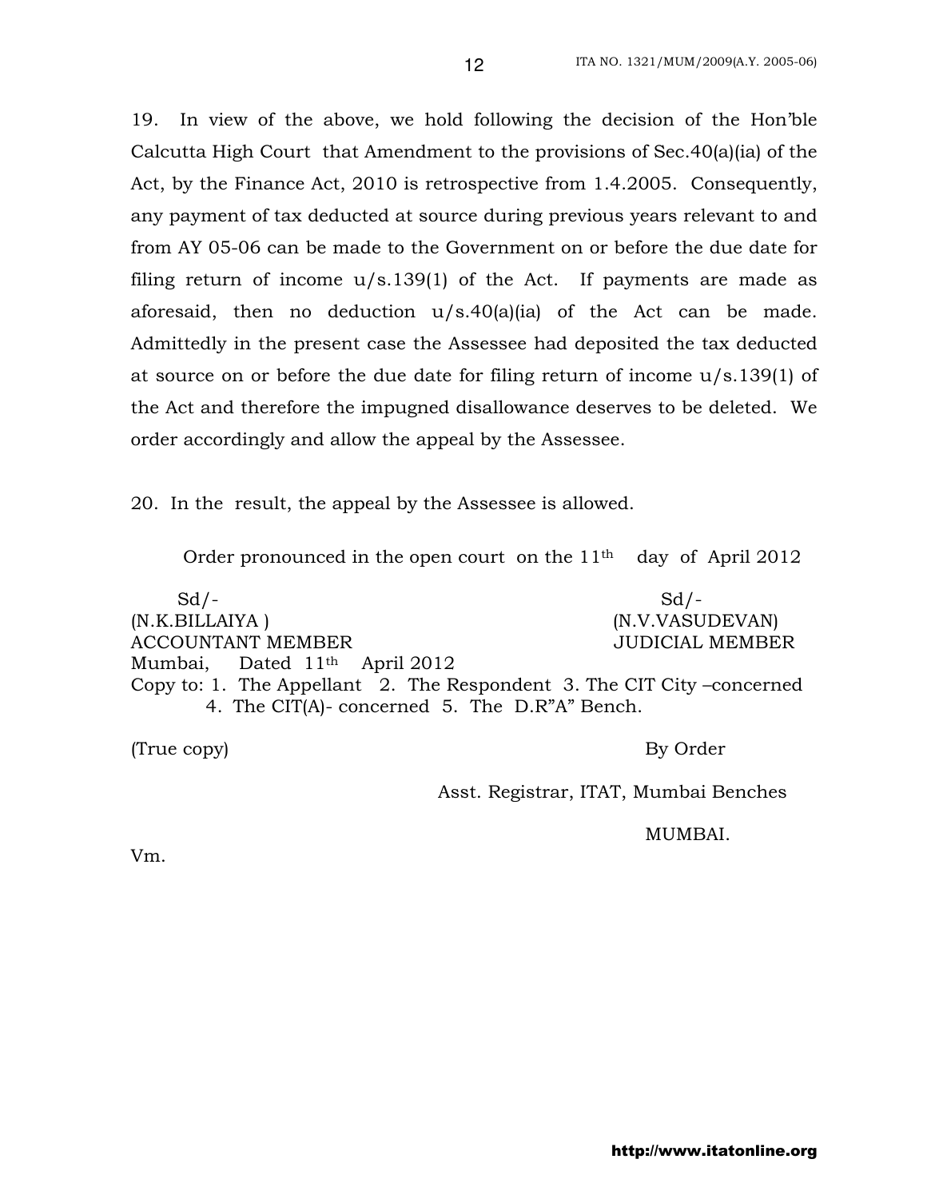19. In view of the above, we hold following the decision of the Hon'ble Calcutta High Court that Amendment to the provisions of Sec.40(a)(ia) of the Act, by the Finance Act, 2010 is retrospective from 1.4.2005. Consequently, any payment of tax deducted at source during previous years relevant to and from AY 05-06 can be made to the Government on or before the due date for filing return of income u/s.139(1) of the Act. If payments are made as aforesaid, then no deduction u/s.40(a)(ia) of the Act can be made. Admittedly in the present case the Assessee had deposited the tax deducted at source on or before the due date for filing return of income u/s.139(1) of the Act and therefore the impugned disallowance deserves to be deleted. We order accordingly and allow the appeal by the Assessee.

20. In the result, the appeal by the Assessee is allowed.

Order pronounced in the open court on the 11th day of April 2012

| Sd/- | Sd/- |
|---|---|
| (N.K.BILLAIYA ) | (N.V.VASUDEVAN) |
| ACCOUNTANT MEMBER | JUDICIAL MEMBER |

Mumbai, Dated 11th April 2012

Copy to: 1. The Appellant 2. The Respondent 3. The CIT City –concerned
4. The CIT(A)- concerned 5. The D.R"A" Bench.

(True copy) By Order

Asst. Registrar, ITAT, Mumbai Benches

MUMBAI.

Vm.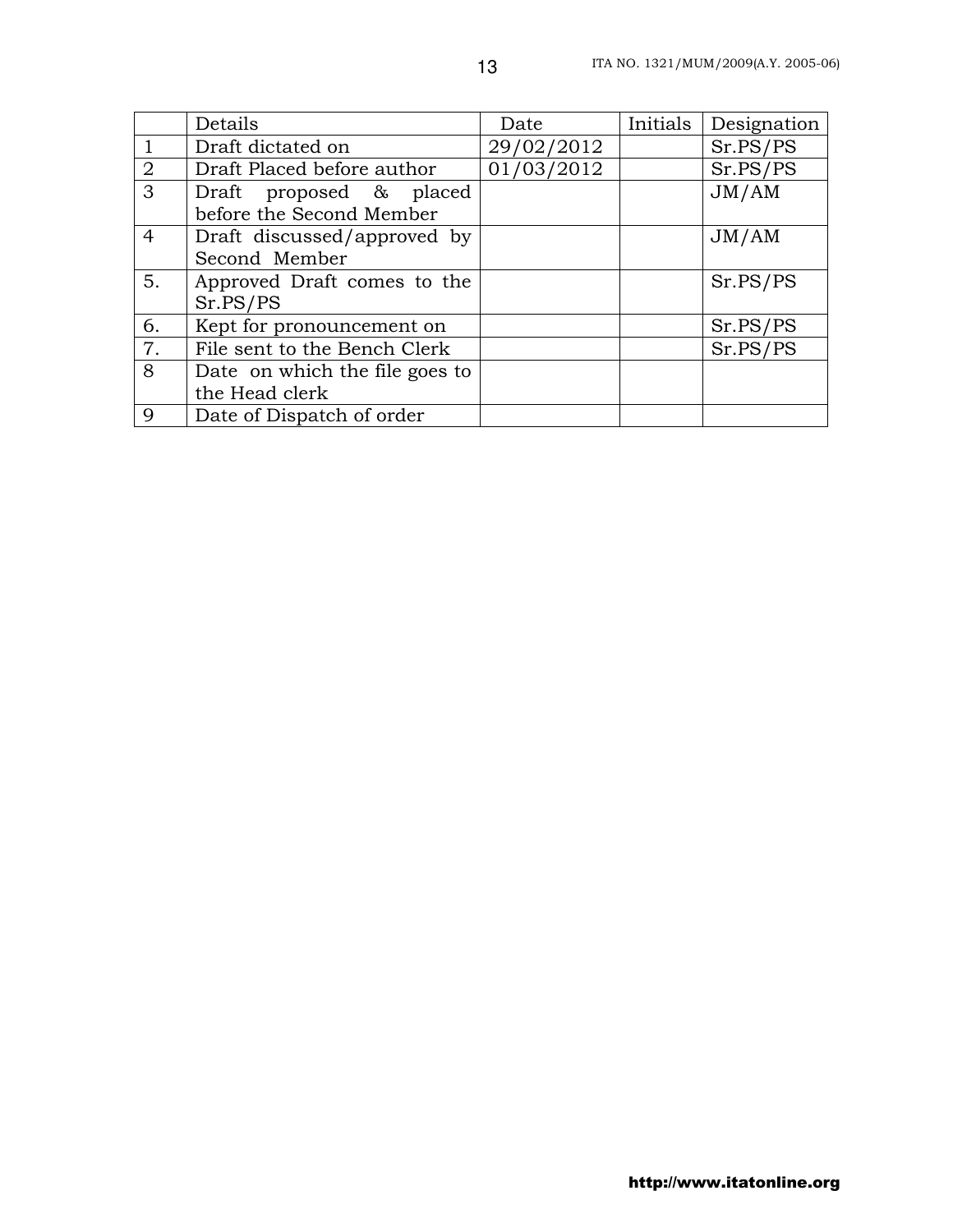| | Details | Date | Initials | Designation |
|---|---|---|---|---|
| 1 | Draft dictated on | 29/02/2012 | | Sr.PS/PS |
| 2 | Draft Placed before author | 01/03/2012 | | Sr.PS/PS |
| 3 | Draft proposed & placed before the Second Member | | | JM/AM |
| 4 | Draft discussed/approved by Second Member | | | JM/AM |
| 5. | Approved Draft comes to the Sr.PS/PS | | | Sr.PS/PS |
| 6. | Kept for pronouncement on | | | Sr.PS/PS |
| 7. | File sent to the Bench Clerk | | | Sr.PS/PS |
| 8 | Date on which the file goes to the Head clerk | | | |
| 9 | Date of Dispatch of order | | | |